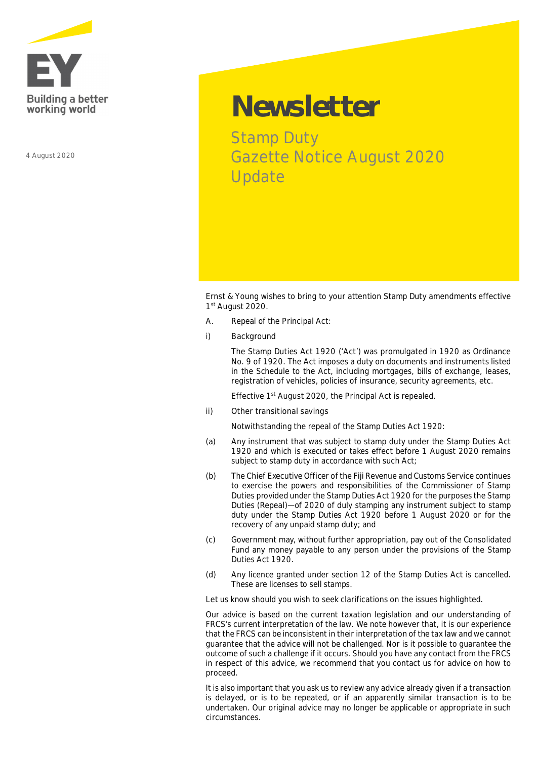Building a better working world

4 August 2020

# Newsletter

## Stamp Duty Gazette Notice August 2020 Update

Ernst & Young wishes to bring to your attention Stamp Duty amendments effective 1st August 2020.

A. Repeal of the Principal Act:

i) Background

The Stamp Duties Act 1920 ('Act') was promulgated in 1920 as Ordinance No. 9 of 1920. The Act imposes a duty on documents and instruments listed in the Schedule to the Act, including mortgages, bills of exchange, leases, registration of vehicles, policies of insurance, security agreements, etc.

Effective 1st August 2020, the Principal Act is repealed.

ii) Other transitional savings

Notwithstanding the repeal of the Stamp Duties Act 1920:

(a) Any instrument that was subject to stamp duty under the Stamp Duties Act 1920 and which is executed or takes effect before 1 August 2020 remains subject to stamp duty in accordance with such Act;

(b) The Chief Executive Officer of the Fiji Revenue and Customs Service continues to exercise the powers and responsibilities of the Commissioner of Stamp Duties provided under the Stamp Duties Act 1920 for the purposes the Stamp Duties (Repeal)—of 2020 of duly stamping any instrument subject to stamp duty under the Stamp Duties Act 1920 before 1 August 2020 or for the recovery of any unpaid stamp duty; and

(c) Government may, without further appropriation, pay out of the Consolidated Fund any money payable to any person under the provisions of the Stamp Duties Act 1920.

(d) Any licence granted under section 12 of the Stamp Duties Act is cancelled. These are licenses to sell stamps.

Let us know should you wish to seek clarifications on the issues highlighted.

Our advice is based on the current taxation legislation and our understanding of FRCS's current interpretation of the law. We note however that, it is our experience that the FRCS can be inconsistent in their interpretation of the tax law and we cannot guarantee that the advice will not be challenged. Nor is it possible to guarantee the outcome of such a challenge if it occurs. Should you have any contact from the FRCS in respect of this advice, we recommend that you contact us for advice on how to proceed.

It is also important that you ask us to review any advice already given if a transaction is delayed, or is to be repeated, or if an apparently similar transaction is to be undertaken. Our original advice may no longer be applicable or appropriate in such circumstances.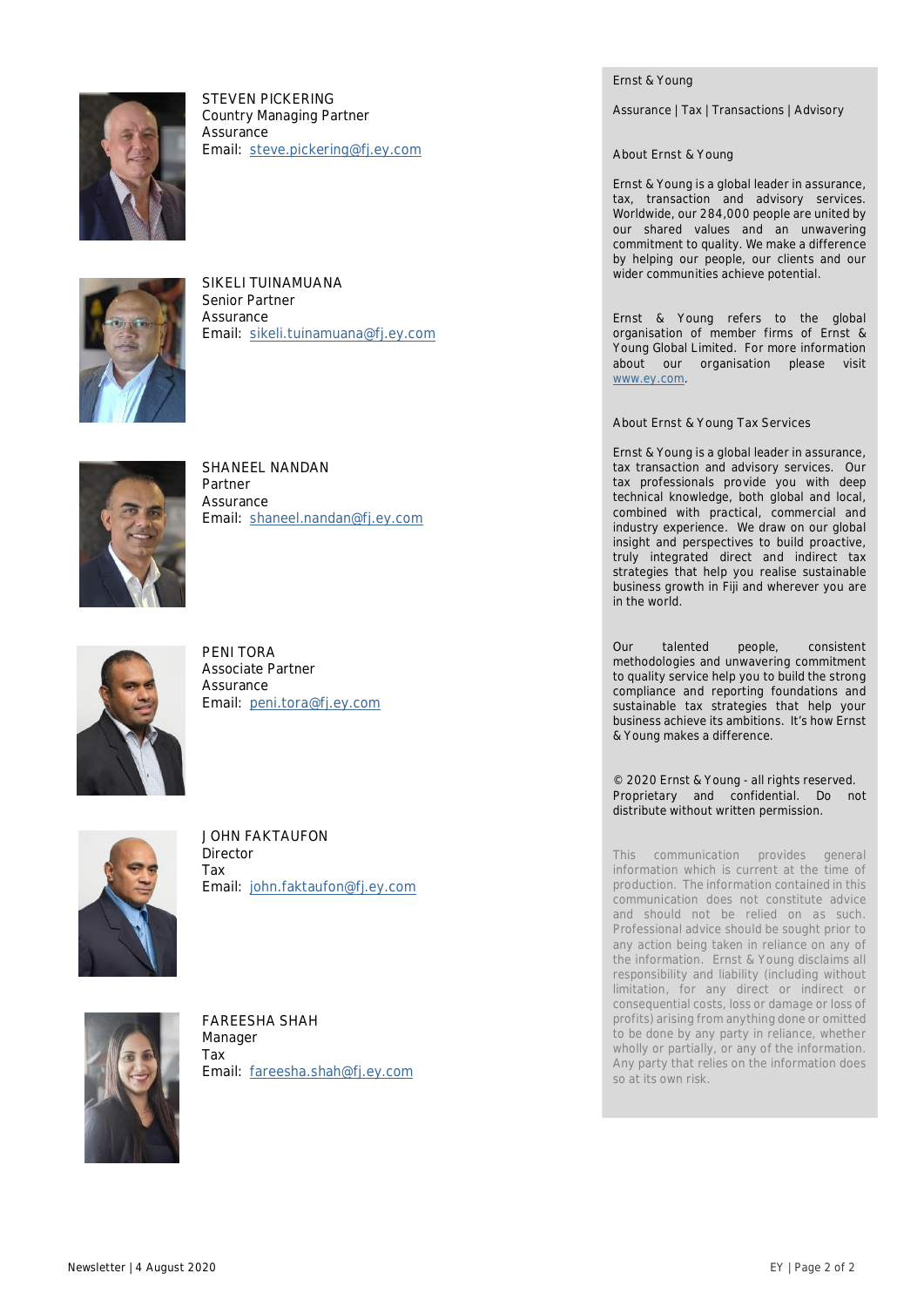STEVEN PICKERING
Country Managing Partner
Assurance
Email: steve.pickering@fj.ey.com

SIKELI TUINAMUANA
Senior Partner
Assurance
Email: sikeli.tuinamuana@fj.ey.com

SHANEEL NANDAN
Partner
Assurance
Email: shaneel.nandan@fj.ey.com

PENI TORA
Associate Partner
Assurance
Email: peni.tora@fj.ey.com

JOHN FAKTAUFON
Director
Tax
Email: john.faktaufon@fj.ey.com

FAREESHA SHAH
Manager
Tax
Email: fareesha.shah@fj.ey.com

Ernst & Young

Assurance | Tax | Transactions | Advisory

## About Ernst & Young

Ernst & Young is a global leader in assurance, tax, transaction and advisory services. Worldwide, our 284,000 people are united by our shared values and an unwavering commitment to quality. We make a difference by helping our people, our clients and our wider communities achieve potential.

Ernst & Young refers to the global organisation of member firms of Ernst & Young Global Limited. For more information about our organisation please visit www.ey.com.

## About Ernst & Young Tax Services

Ernst & Young is a global leader in assurance, tax transaction and advisory services. Our tax professionals provide you with deep technical knowledge, both global and local, combined with practical, commercial and industry experience. We draw on our global insight and perspectives to build proactive, truly integrated direct and indirect tax strategies that help you realise sustainable business growth in Fiji and wherever you are in the world.

Our talented people, consistent methodologies and unwavering commitment to quality service help you to build the strong compliance and reporting foundations and sustainable tax strategies that help your business achieve its ambitions. It's how Ernst & Young makes a difference.

© 2020 Ernst & Young - all rights reserved. Proprietary and confidential. Do not distribute without written permission.

This communication provides general information which is current at the time of production. The information contained in this communication does not constitute advice and should not be relied on as such. Professional advice should be sought prior to any action being taken in reliance on any of the information. Ernst & Young disclaims all responsibility and liability (including without limitation, for any direct or indirect or consequential costs, loss or damage or loss of profits) arising from anything done or omitted to be done by any party in reliance, whether wholly or partially, or any of the information. Any party that relies on the information does so at its own risk.